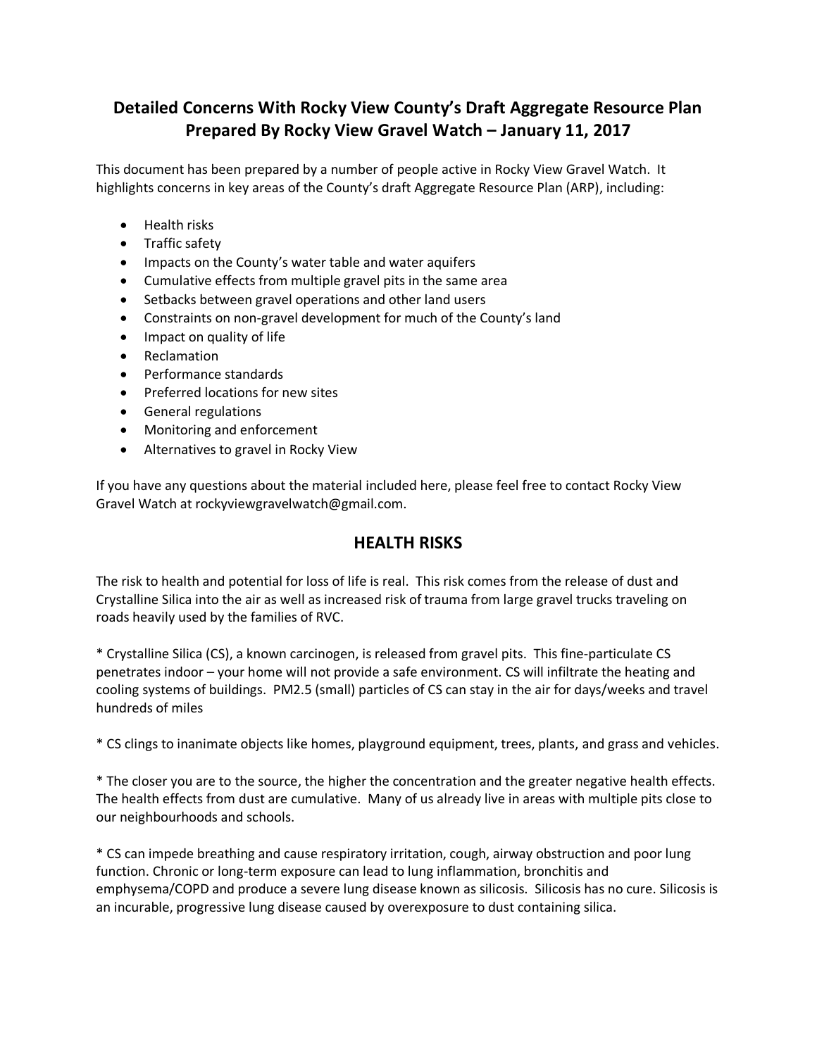# Detailed Concerns With Rocky View County's Draft Aggregate Resource Plan Prepared By Rocky View Gravel Watch – January 11, 2017

This document has been prepared by a number of people active in Rocky View Gravel Watch. It highlights concerns in key areas of the County's draft Aggregate Resource Plan (ARP), including:

- Health risks
- Traffic safety
- Impacts on the County's water table and water aquifers
- Cumulative effects from multiple gravel pits in the same area
- Setbacks between gravel operations and other land users
- Constraints on non-gravel development for much of the County's land
- Impact on quality of life
- Reclamation
- Performance standards
- Preferred locations for new sites
- General regulations
- Monitoring and enforcement
- Alternatives to gravel in Rocky View

If you have any questions about the material included here, please feel free to contact Rocky View Gravel Watch at rockyviewgravelwatch@gmail.com.

## HEALTH RISKS

The risk to health and potential for loss of life is real. This risk comes from the release of dust and Crystalline Silica into the air as well as increased risk of trauma from large gravel trucks traveling on roads heavily used by the families of RVC.

* Crystalline Silica (CS), a known carcinogen, is released from gravel pits. This fine-particulate CS penetrates indoor – your home will not provide a safe environment. CS will infiltrate the heating and cooling systems of buildings. PM2.5 (small) particles of CS can stay in the air for days/weeks and travel hundreds of miles

* CS clings to inanimate objects like homes, playground equipment, trees, plants, and grass and vehicles.

* The closer you are to the source, the higher the concentration and the greater negative health effects. The health effects from dust are cumulative. Many of us already live in areas with multiple pits close to our neighbourhoods and schools.

* CS can impede breathing and cause respiratory irritation, cough, airway obstruction and poor lung function. Chronic or long-term exposure can lead to lung inflammation, bronchitis and emphysema/COPD and produce a severe lung disease known as silicosis. Silicosis has no cure. Silicosis is an incurable, progressive lung disease caused by overexposure to dust containing silica.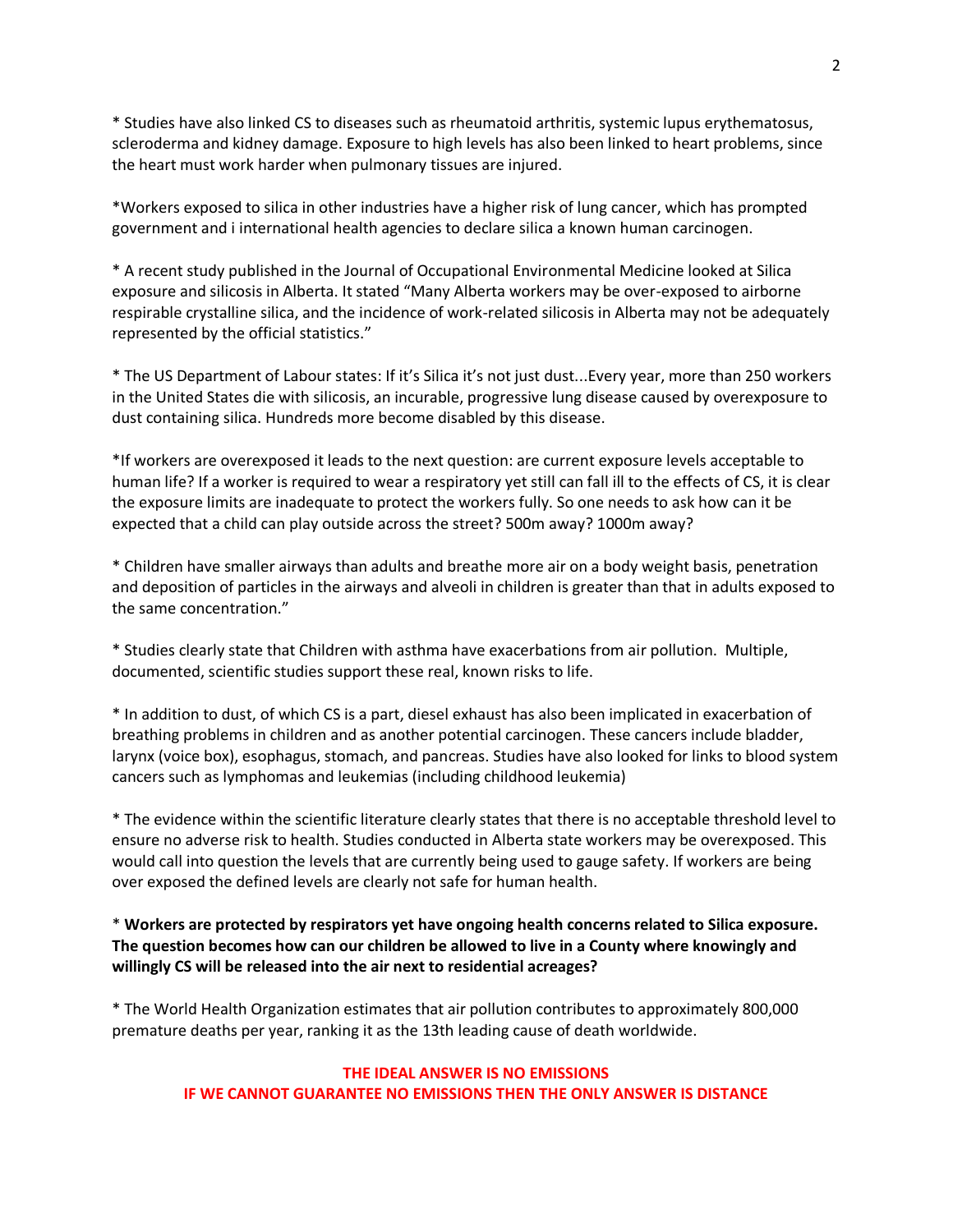* Studies have also linked CS to diseases such as rheumatoid arthritis, systemic lupus erythematosus, scleroderma and kidney damage. Exposure to high levels has also been linked to heart problems, since the heart must work harder when pulmonary tissues are injured.

*Workers exposed to silica in other industries have a higher risk of lung cancer, which has prompted government and i international health agencies to declare silica a known human carcinogen.

* A recent study published in the Journal of Occupational Environmental Medicine looked at Silica exposure and silicosis in Alberta. It stated "Many Alberta workers may be over-exposed to airborne respirable crystalline silica, and the incidence of work-related silicosis in Alberta may not be adequately represented by the official statistics."

* The US Department of Labour states: If it's Silica it's not just dust...Every year, more than 250 workers in the United States die with silicosis, an incurable, progressive lung disease caused by overexposure to dust containing silica. Hundreds more become disabled by this disease.

*If workers are overexposed it leads to the next question: are current exposure levels acceptable to human life? If a worker is required to wear a respiratory yet still can fall ill to the effects of CS, it is clear the exposure limits are inadequate to protect the workers fully. So one needs to ask how can it be expected that a child can play outside across the street? 500m away? 1000m away?

* Children have smaller airways than adults and breathe more air on a body weight basis, penetration and deposition of particles in the airways and alveoli in children is greater than that in adults exposed to the same concentration."

* Studies clearly state that Children with asthma have exacerbations from air pollution. Multiple, documented, scientific studies support these real, known risks to life.

* In addition to dust, of which CS is a part, diesel exhaust has also been implicated in exacerbation of breathing problems in children and as another potential carcinogen. These cancers include bladder, larynx (voice box), esophagus, stomach, and pancreas. Studies have also looked for links to blood system cancers such as lymphomas and leukemias (including childhood leukemia)

* The evidence within the scientific literature clearly states that there is no acceptable threshold level to ensure no adverse risk to health. Studies conducted in Alberta state workers may be overexposed. This would call into question the levels that are currently being used to gauge safety. If workers are being over exposed the defined levels are clearly not safe for human health.

* **Workers are protected by respirators yet have ongoing health concerns related to Silica exposure. The question becomes how can our children be allowed to live in a County where knowingly and willingly CS will be released into the air next to residential acreages?**

* The World Health Organization estimates that air pollution contributes to approximately 800,000 premature deaths per year, ranking it as the 13th leading cause of death worldwide.

**THE IDEAL ANSWER IS NO EMISSIONS**
**IF WE CANNOT GUARANTEE NO EMISSIONS THEN THE ONLY ANSWER IS DISTANCE**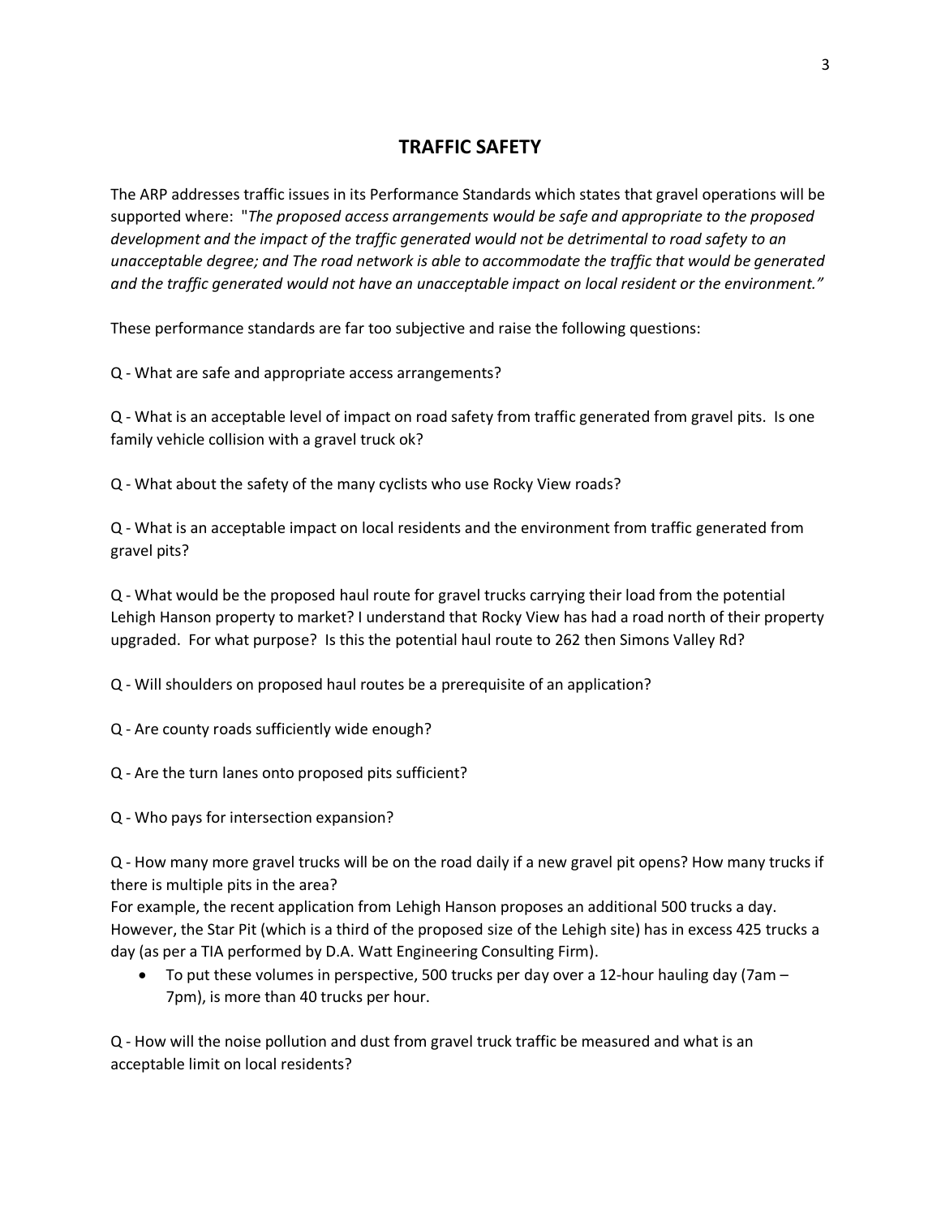## TRAFFIC SAFETY

The ARP addresses traffic issues in its Performance Standards which states that gravel operations will be supported where: "*The proposed access arrangements would be safe and appropriate to the proposed development and the impact of the traffic generated would not be detrimental to road safety to an unacceptable degree; and The road network is able to accommodate the traffic that would be generated and the traffic generated would not have an unacceptable impact on local resident or the environment."*

These performance standards are far too subjective and raise the following questions:

Q - What are safe and appropriate access arrangements?

Q - What is an acceptable level of impact on road safety from traffic generated from gravel pits. Is one family vehicle collision with a gravel truck ok?

Q - What about the safety of the many cyclists who use Rocky View roads?

Q - What is an acceptable impact on local residents and the environment from traffic generated from gravel pits?

Q - What would be the proposed haul route for gravel trucks carrying their load from the potential Lehigh Hanson property to market? I understand that Rocky View has had a road north of their property upgraded. For what purpose? Is this the potential haul route to 262 then Simons Valley Rd?

Q - Will shoulders on proposed haul routes be a prerequisite of an application?

Q - Are county roads sufficiently wide enough?

Q - Are the turn lanes onto proposed pits sufficient?

Q - Who pays for intersection expansion?

Q - How many more gravel trucks will be on the road daily if a new gravel pit opens? How many trucks if there is multiple pits in the area?
For example, the recent application from Lehigh Hanson proposes an additional 500 trucks a day. However, the Star Pit (which is a third of the proposed size of the Lehigh site) has in excess 425 trucks a day (as per a TIA performed by D.A. Watt Engineering Consulting Firm).

- To put these volumes in perspective, 500 trucks per day over a 12-hour hauling day (7am – 7pm), is more than 40 trucks per hour.

Q - How will the noise pollution and dust from gravel truck traffic be measured and what is an acceptable limit on local residents?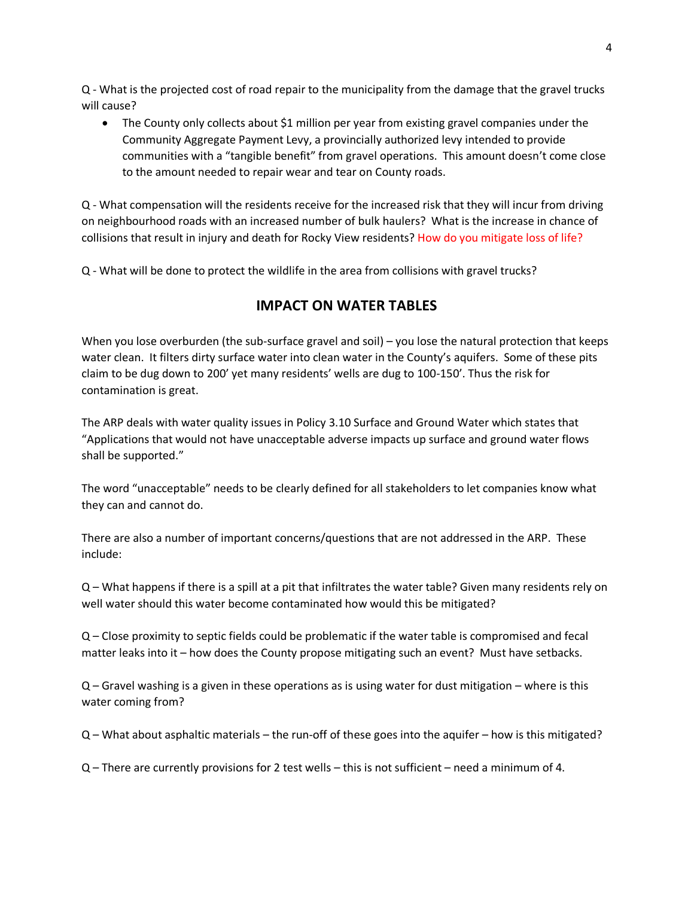Q - What is the projected cost of road repair to the municipality from the damage that the gravel trucks will cause?

- The County only collects about $1 million per year from existing gravel companies under the Community Aggregate Payment Levy, a provincially authorized levy intended to provide communities with a "tangible benefit" from gravel operations. This amount doesn't come close to the amount needed to repair wear and tear on County roads.

Q - What compensation will the residents receive for the increased risk that they will incur from driving on neighbourhood roads with an increased number of bulk haulers? What is the increase in chance of collisions that result in injury and death for Rocky View residents? How do you mitigate loss of life?

Q - What will be done to protect the wildlife in the area from collisions with gravel trucks?

## IMPACT ON WATER TABLES

When you lose overburden (the sub-surface gravel and soil) – you lose the natural protection that keeps water clean. It filters dirty surface water into clean water in the County's aquifers. Some of these pits claim to be dug down to 200' yet many residents' wells are dug to 100-150'. Thus the risk for contamination is great.

The ARP deals with water quality issues in Policy 3.10 Surface and Ground Water which states that "Applications that would not have unacceptable adverse impacts up surface and ground water flows shall be supported."

The word "unacceptable" needs to be clearly defined for all stakeholders to let companies know what they can and cannot do.

There are also a number of important concerns/questions that are not addressed in the ARP. These include:

Q – What happens if there is a spill at a pit that infiltrates the water table? Given many residents rely on well water should this water become contaminated how would this be mitigated?

Q – Close proximity to septic fields could be problematic if the water table is compromised and fecal matter leaks into it – how does the County propose mitigating such an event? Must have setbacks.

Q – Gravel washing is a given in these operations as is using water for dust mitigation – where is this water coming from?

Q – What about asphaltic materials – the run-off of these goes into the aquifer – how is this mitigated?

Q – There are currently provisions for 2 test wells – this is not sufficient – need a minimum of 4.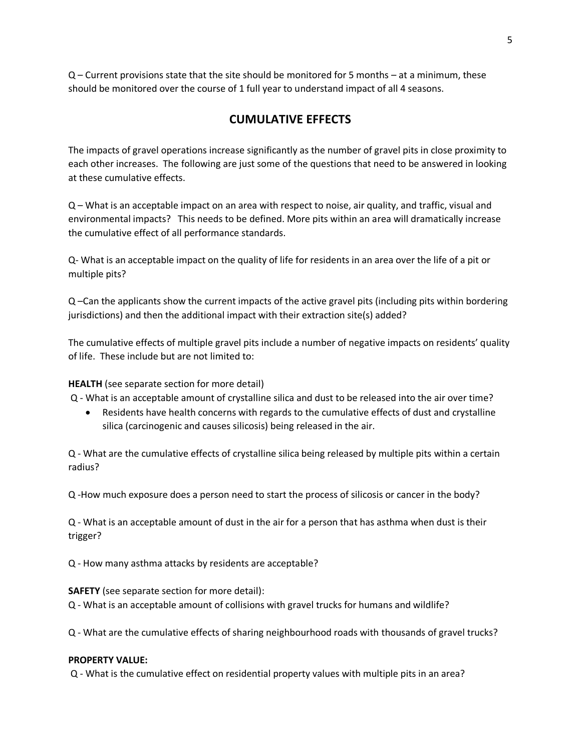Q – Current provisions state that the site should be monitored for 5 months – at a minimum, these should be monitored over the course of 1 full year to understand impact of all 4 seasons.

## CUMULATIVE EFFECTS

The impacts of gravel operations increase significantly as the number of gravel pits in close proximity to each other increases. The following are just some of the questions that need to be answered in looking at these cumulative effects.

Q – What is an acceptable impact on an area with respect to noise, air quality, and traffic, visual and environmental impacts? This needs to be defined. More pits within an area will dramatically increase the cumulative effect of all performance standards.

Q- What is an acceptable impact on the quality of life for residents in an area over the life of a pit or multiple pits?

Q –Can the applicants show the current impacts of the active gravel pits (including pits within bordering jurisdictions) and then the additional impact with their extraction site(s) added?

The cumulative effects of multiple gravel pits include a number of negative impacts on residents' quality of life. These include but are not limited to:

**HEALTH** (see separate section for more detail)

Q - What is an acceptable amount of crystalline silica and dust to be released into the air over time?

- Residents have health concerns with regards to the cumulative effects of dust and crystalline silica (carcinogenic and causes silicosis) being released in the air.

Q - What are the cumulative effects of crystalline silica being released by multiple pits within a certain radius?

Q -How much exposure does a person need to start the process of silicosis or cancer in the body?

Q - What is an acceptable amount of dust in the air for a person that has asthma when dust is their trigger?

Q - How many asthma attacks by residents are acceptable?

**SAFETY** (see separate section for more detail):

Q - What is an acceptable amount of collisions with gravel trucks for humans and wildlife?

Q - What are the cumulative effects of sharing neighbourhood roads with thousands of gravel trucks?

**PROPERTY VALUE:**

Q - What is the cumulative effect on residential property values with multiple pits in an area?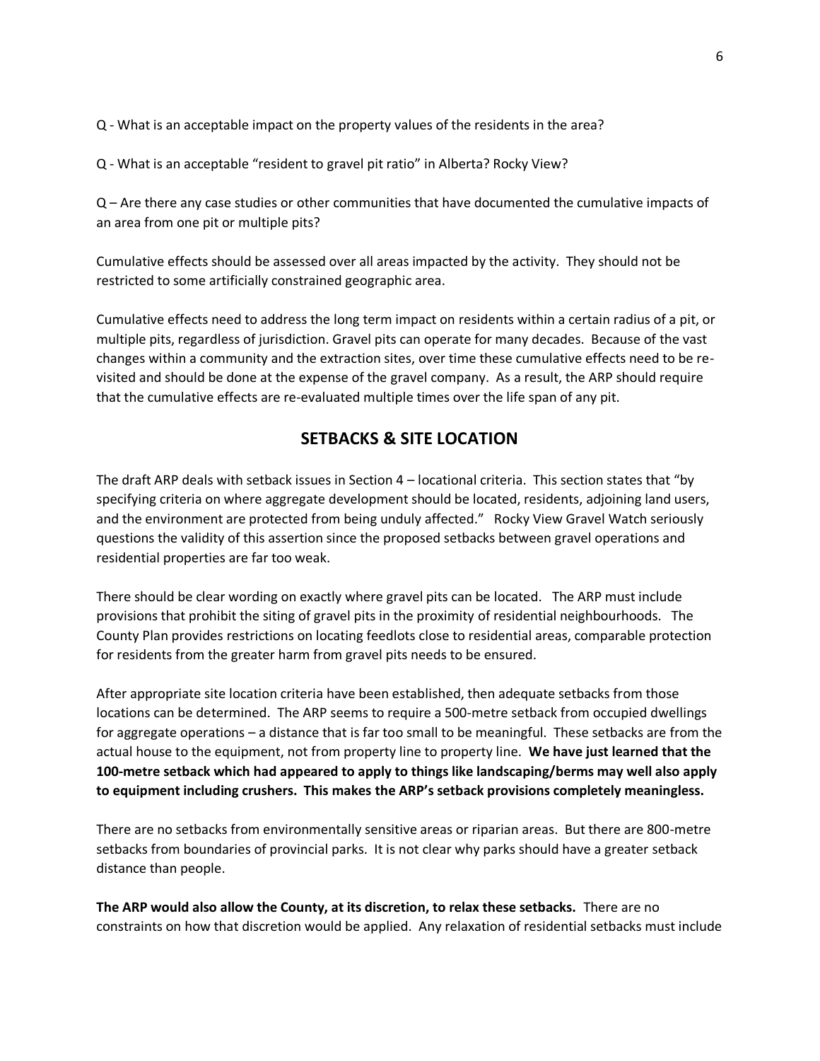Q - What is an acceptable impact on the property values of the residents in the area?

Q - What is an acceptable "resident to gravel pit ratio" in Alberta? Rocky View?

Q – Are there any case studies or other communities that have documented the cumulative impacts of an area from one pit or multiple pits?

Cumulative effects should be assessed over all areas impacted by the activity. They should not be restricted to some artificially constrained geographic area.

Cumulative effects need to address the long term impact on residents within a certain radius of a pit, or multiple pits, regardless of jurisdiction. Gravel pits can operate for many decades. Because of the vast changes within a community and the extraction sites, over time these cumulative effects need to be re-visited and should be done at the expense of the gravel company. As a result, the ARP should require that the cumulative effects are re-evaluated multiple times over the life span of any pit.

## SETBACKS & SITE LOCATION

The draft ARP deals with setback issues in Section 4 – locational criteria. This section states that "by specifying criteria on where aggregate development should be located, residents, adjoining land users, and the environment are protected from being unduly affected." Rocky View Gravel Watch seriously questions the validity of this assertion since the proposed setbacks between gravel operations and residential properties are far too weak.

There should be clear wording on exactly where gravel pits can be located. The ARP must include provisions that prohibit the siting of gravel pits in the proximity of residential neighbourhoods. The County Plan provides restrictions on locating feedlots close to residential areas, comparable protection for residents from the greater harm from gravel pits needs to be ensured.

After appropriate site location criteria have been established, then adequate setbacks from those locations can be determined. The ARP seems to require a 500-metre setback from occupied dwellings for aggregate operations – a distance that is far too small to be meaningful. These setbacks are from the actual house to the equipment, not from property line to property line. **We have just learned that the 100-metre setback which had appeared to apply to things like landscaping/berms may well also apply to equipment including crushers. This makes the ARP's setback provisions completely meaningless.**

There are no setbacks from environmentally sensitive areas or riparian areas. But there are 800-metre setbacks from boundaries of provincial parks. It is not clear why parks should have a greater setback distance than people.

**The ARP would also allow the County, at its discretion, to relax these setbacks.** There are no constraints on how that discretion would be applied. Any relaxation of residential setbacks must include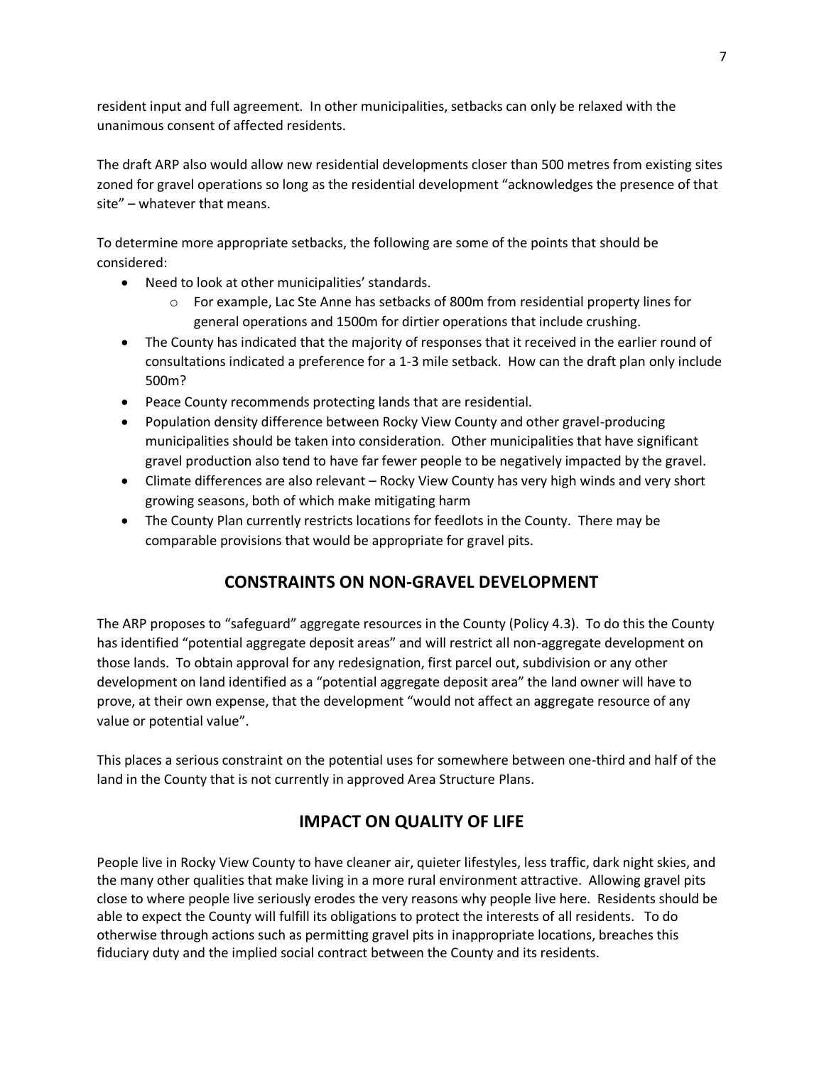resident input and full agreement. In other municipalities, setbacks can only be relaxed with the unanimous consent of affected residents.

The draft ARP also would allow new residential developments closer than 500 metres from existing sites zoned for gravel operations so long as the residential development "acknowledges the presence of that site" – whatever that means.

To determine more appropriate setbacks, the following are some of the points that should be considered:

- Need to look at other municipalities' standards.
  - For example, Lac Ste Anne has setbacks of 800m from residential property lines for general operations and 1500m for dirtier operations that include crushing.
- The County has indicated that the majority of responses that it received in the earlier round of consultations indicated a preference for a 1-3 mile setback. How can the draft plan only include 500m?
- Peace County recommends protecting lands that are residential.
- Population density difference between Rocky View County and other gravel-producing municipalities should be taken into consideration. Other municipalities that have significant gravel production also tend to have far fewer people to be negatively impacted by the gravel.
- Climate differences are also relevant – Rocky View County has very high winds and very short growing seasons, both of which make mitigating harm
- The County Plan currently restricts locations for feedlots in the County. There may be comparable provisions that would be appropriate for gravel pits.

## CONSTRAINTS ON NON-GRAVEL DEVELOPMENT

The ARP proposes to "safeguard" aggregate resources in the County (Policy 4.3). To do this the County has identified "potential aggregate deposit areas" and will restrict all non-aggregate development on those lands. To obtain approval for any redesignation, first parcel out, subdivision or any other development on land identified as a "potential aggregate deposit area" the land owner will have to prove, at their own expense, that the development "would not affect an aggregate resource of any value or potential value".

This places a serious constraint on the potential uses for somewhere between one-third and half of the land in the County that is not currently in approved Area Structure Plans.

## IMPACT ON QUALITY OF LIFE

People live in Rocky View County to have cleaner air, quieter lifestyles, less traffic, dark night skies, and the many other qualities that make living in a more rural environment attractive. Allowing gravel pits close to where people live seriously erodes the very reasons why people live here. Residents should be able to expect the County will fulfill its obligations to protect the interests of all residents. To do otherwise through actions such as permitting gravel pits in inappropriate locations, breaches this fiduciary duty and the implied social contract between the County and its residents.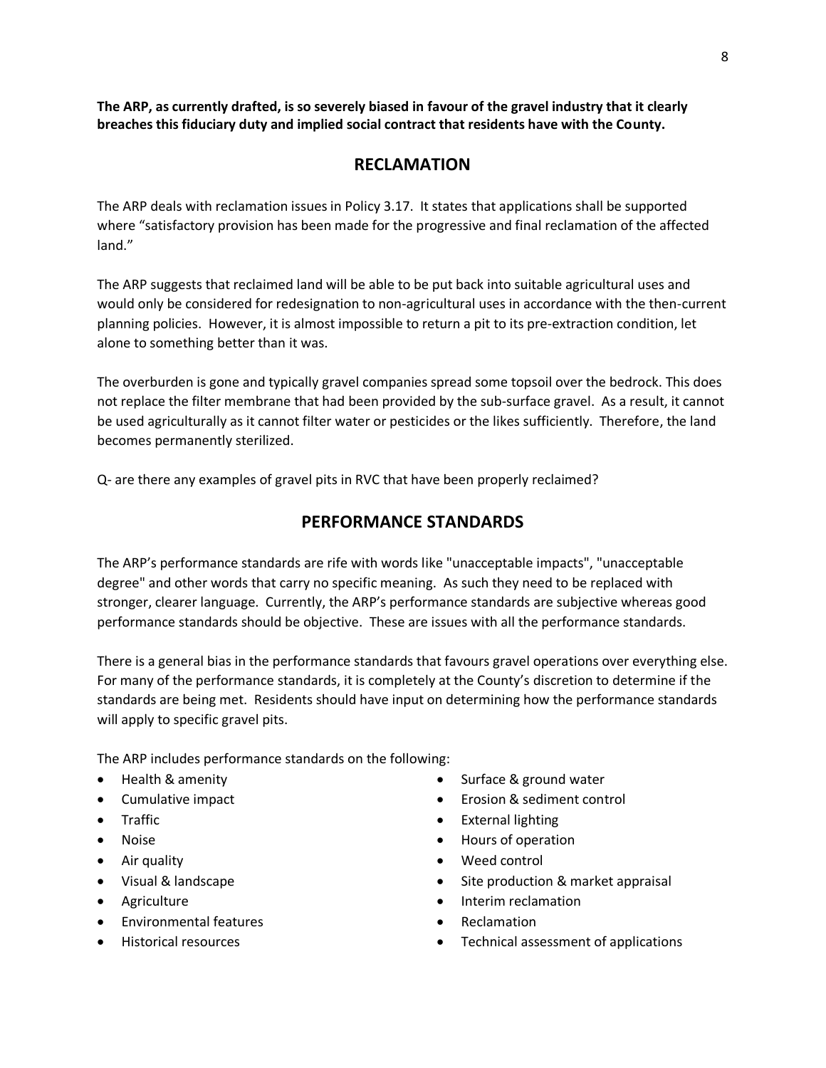**The ARP, as currently drafted, is so severely biased in favour of the gravel industry that it clearly breaches this fiduciary duty and implied social contract that residents have with the County.**

## RECLAMATION

The ARP deals with reclamation issues in Policy 3.17. It states that applications shall be supported where "satisfactory provision has been made for the progressive and final reclamation of the affected land."

The ARP suggests that reclaimed land will be able to be put back into suitable agricultural uses and would only be considered for redesignation to non-agricultural uses in accordance with the then-current planning policies. However, it is almost impossible to return a pit to its pre-extraction condition, let alone to something better than it was.

The overburden is gone and typically gravel companies spread some topsoil over the bedrock. This does not replace the filter membrane that had been provided by the sub-surface gravel. As a result, it cannot be used agriculturally as it cannot filter water or pesticides or the likes sufficiently. Therefore, the land becomes permanently sterilized.

Q- are there any examples of gravel pits in RVC that have been properly reclaimed?

## PERFORMANCE STANDARDS

The ARP's performance standards are rife with words like "unacceptable impacts", "unacceptable degree" and other words that carry no specific meaning. As such they need to be replaced with stronger, clearer language. Currently, the ARP's performance standards are subjective whereas good performance standards should be objective. These are issues with all the performance standards.

There is a general bias in the performance standards that favours gravel operations over everything else. For many of the performance standards, it is completely at the County's discretion to determine if the standards are being met. Residents should have input on determining how the performance standards will apply to specific gravel pits.

The ARP includes performance standards on the following:

- Health & amenity
- Cumulative impact
- Traffic
- Noise
- Air quality
- Visual & landscape
- Agriculture
- Environmental features
- Historical resources
- Surface & ground water
- Erosion & sediment control
- External lighting
- Hours of operation
- Weed control
- Site production & market appraisal
- Interim reclamation
- Reclamation
- Technical assessment of applications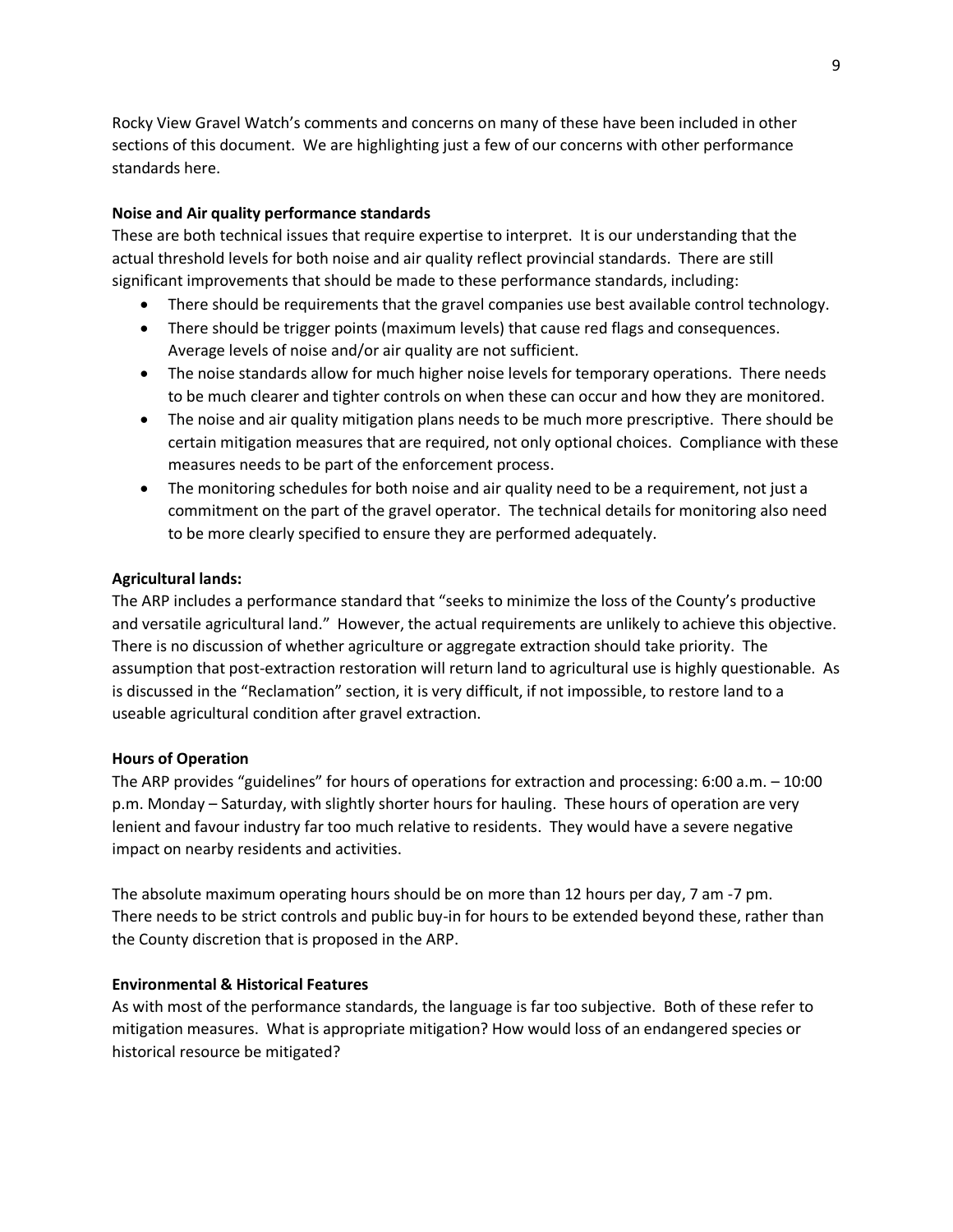Rocky View Gravel Watch's comments and concerns on many of these have been included in other sections of this document. We are highlighting just a few of our concerns with other performance standards here.

**Noise and Air quality performance standards**

These are both technical issues that require expertise to interpret. It is our understanding that the actual threshold levels for both noise and air quality reflect provincial standards. There are still significant improvements that should be made to these performance standards, including:

- There should be requirements that the gravel companies use best available control technology.
- There should be trigger points (maximum levels) that cause red flags and consequences. Average levels of noise and/or air quality are not sufficient.
- The noise standards allow for much higher noise levels for temporary operations. There needs to be much clearer and tighter controls on when these can occur and how they are monitored.
- The noise and air quality mitigation plans needs to be much more prescriptive. There should be certain mitigation measures that are required, not only optional choices. Compliance with these measures needs to be part of the enforcement process.
- The monitoring schedules for both noise and air quality need to be a requirement, not just a commitment on the part of the gravel operator. The technical details for monitoring also need to be more clearly specified to ensure they are performed adequately.

**Agricultural lands:**

The ARP includes a performance standard that "seeks to minimize the loss of the County's productive and versatile agricultural land." However, the actual requirements are unlikely to achieve this objective. There is no discussion of whether agriculture or aggregate extraction should take priority. The assumption that post-extraction restoration will return land to agricultural use is highly questionable. As is discussed in the "Reclamation" section, it is very difficult, if not impossible, to restore land to a useable agricultural condition after gravel extraction.

**Hours of Operation**

The ARP provides "guidelines" for hours of operations for extraction and processing: 6:00 a.m. – 10:00 p.m. Monday – Saturday, with slightly shorter hours for hauling. These hours of operation are very lenient and favour industry far too much relative to residents. They would have a severe negative impact on nearby residents and activities.

The absolute maximum operating hours should be on more than 12 hours per day, 7 am -7 pm. There needs to be strict controls and public buy-in for hours to be extended beyond these, rather than the County discretion that is proposed in the ARP.

**Environmental & Historical Features**

As with most of the performance standards, the language is far too subjective. Both of these refer to mitigation measures. What is appropriate mitigation? How would loss of an endangered species or historical resource be mitigated?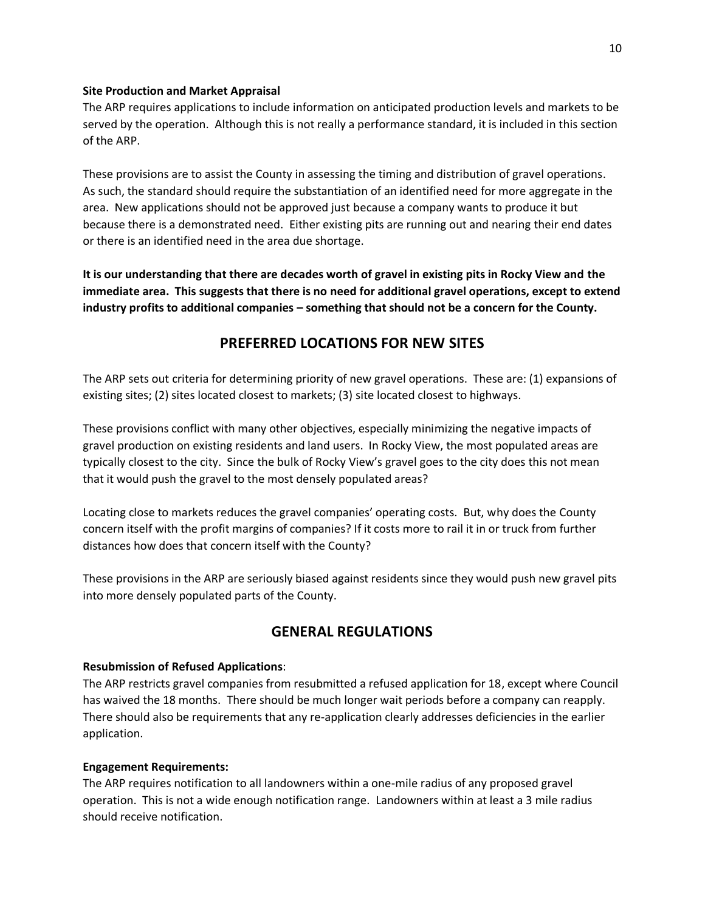**Site Production and Market Appraisal**

The ARP requires applications to include information on anticipated production levels and markets to be served by the operation. Although this is not really a performance standard, it is included in this section of the ARP.

These provisions are to assist the County in assessing the timing and distribution of gravel operations. As such, the standard should require the substantiation of an identified need for more aggregate in the area. New applications should not be approved just because a company wants to produce it but because there is a demonstrated need. Either existing pits are running out and nearing their end dates or there is an identified need in the area due shortage.

**It is our understanding that there are decades worth of gravel in existing pits in Rocky View and the immediate area. This suggests that there is no need for additional gravel operations, except to extend industry profits to additional companies – something that should not be a concern for the County.**

## PREFERRED LOCATIONS FOR NEW SITES

The ARP sets out criteria for determining priority of new gravel operations. These are: (1) expansions of existing sites; (2) sites located closest to markets; (3) site located closest to highways.

These provisions conflict with many other objectives, especially minimizing the negative impacts of gravel production on existing residents and land users. In Rocky View, the most populated areas are typically closest to the city. Since the bulk of Rocky View's gravel goes to the city does this not mean that it would push the gravel to the most densely populated areas?

Locating close to markets reduces the gravel companies' operating costs. But, why does the County concern itself with the profit margins of companies? If it costs more to rail it in or truck from further distances how does that concern itself with the County?

These provisions in the ARP are seriously biased against residents since they would push new gravel pits into more densely populated parts of the County.

## GENERAL REGULATIONS

**Resubmission of Refused Applications**:

The ARP restricts gravel companies from resubmitted a refused application for 18, except where Council has waived the 18 months. There should be much longer wait periods before a company can reapply. There should also be requirements that any re-application clearly addresses deficiencies in the earlier application.

**Engagement Requirements:**

The ARP requires notification to all landowners within a one-mile radius of any proposed gravel operation. This is not a wide enough notification range. Landowners within at least a 3 mile radius should receive notification.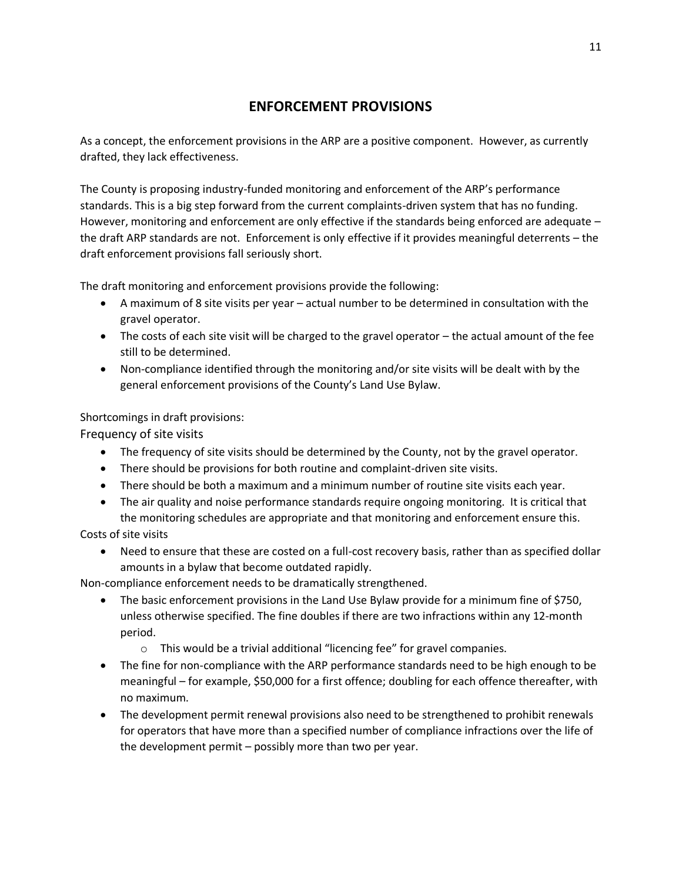# ENFORCEMENT PROVISIONS

As a concept, the enforcement provisions in the ARP are a positive component. However, as currently drafted, they lack effectiveness.

The County is proposing industry-funded monitoring and enforcement of the ARP's performance standards. This is a big step forward from the current complaints-driven system that has no funding. However, monitoring and enforcement are only effective if the standards being enforced are adequate – the draft ARP standards are not. Enforcement is only effective if it provides meaningful deterrents – the draft enforcement provisions fall seriously short.

The draft monitoring and enforcement provisions provide the following:

- A maximum of 8 site visits per year – actual number to be determined in consultation with the gravel operator.
- The costs of each site visit will be charged to the gravel operator – the actual amount of the fee still to be determined.
- Non-compliance identified through the monitoring and/or site visits will be dealt with by the general enforcement provisions of the County's Land Use Bylaw.

Shortcomings in draft provisions:

Frequency of site visits

- The frequency of site visits should be determined by the County, not by the gravel operator.
- There should be provisions for both routine and complaint-driven site visits.
- There should be both a maximum and a minimum number of routine site visits each year.
- The air quality and noise performance standards require ongoing monitoring. It is critical that the monitoring schedules are appropriate and that monitoring and enforcement ensure this.

Costs of site visits

- Need to ensure that these are costed on a full-cost recovery basis, rather than as specified dollar amounts in a bylaw that become outdated rapidly.

Non-compliance enforcement needs to be dramatically strengthened.

- The basic enforcement provisions in the Land Use Bylaw provide for a minimum fine of $750, unless otherwise specified. The fine doubles if there are two infractions within any 12-month period.
  - This would be a trivial additional "licencing fee" for gravel companies.
- The fine for non-compliance with the ARP performance standards need to be high enough to be meaningful – for example, $50,000 for a first offence; doubling for each offence thereafter, with no maximum.
- The development permit renewal provisions also need to be strengthened to prohibit renewals for operators that have more than a specified number of compliance infractions over the life of the development permit – possibly more than two per year.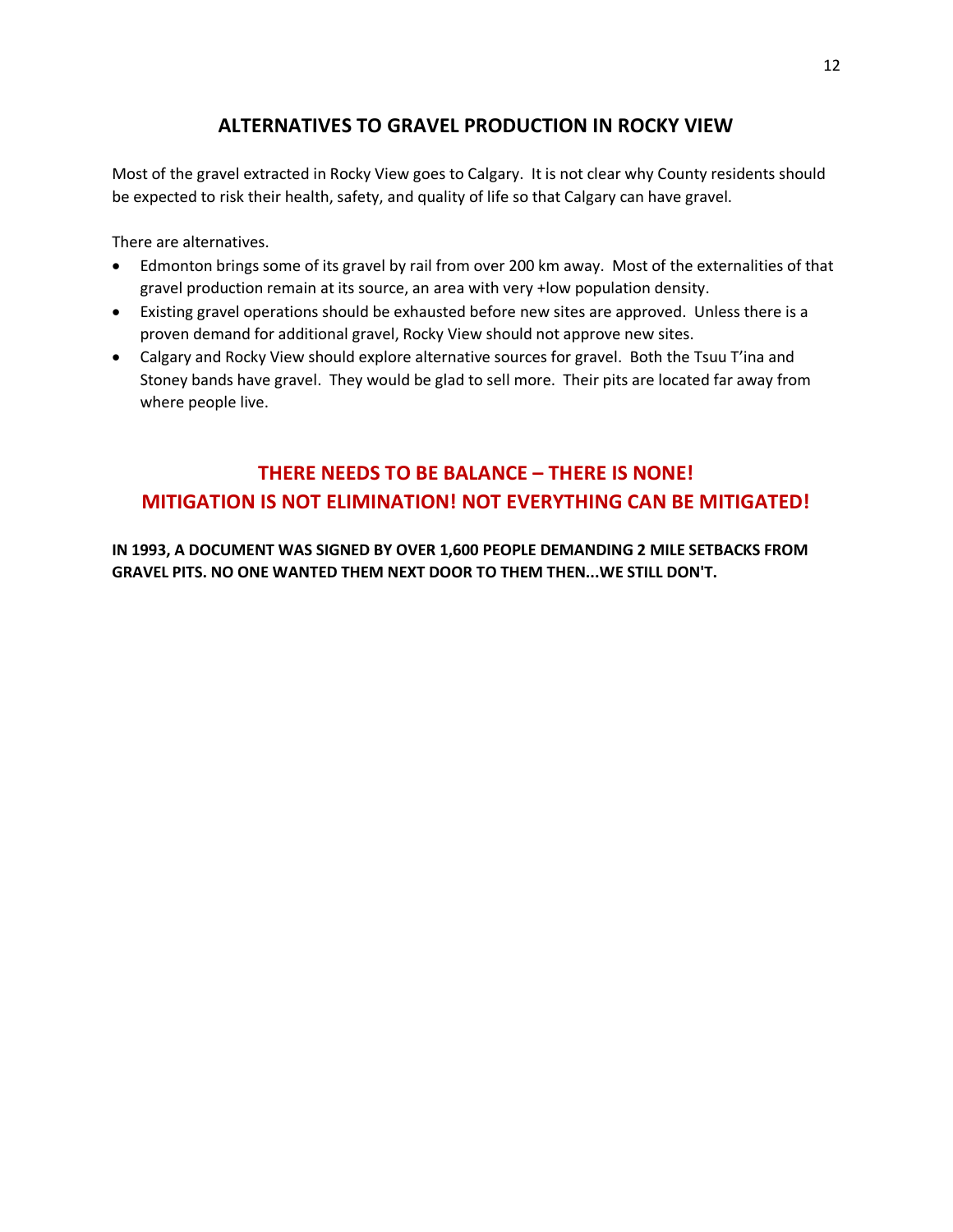## ALTERNATIVES TO GRAVEL PRODUCTION IN ROCKY VIEW

Most of the gravel extracted in Rocky View goes to Calgary. It is not clear why County residents should be expected to risk their health, safety, and quality of life so that Calgary can have gravel.

There are alternatives.

- Edmonton brings some of its gravel by rail from over 200 km away. Most of the externalities of that gravel production remain at its source, an area with very +low population density.
- Existing gravel operations should be exhausted before new sites are approved. Unless there is a proven demand for additional gravel, Rocky View should not approve new sites.
- Calgary and Rocky View should explore alternative sources for gravel. Both the Tsuu T'ina and Stoney bands have gravel. They would be glad to sell more. Their pits are located far away from where people live.

**THERE NEEDS TO BE BALANCE – THERE IS NONE!**
**MITIGATION IS NOT ELIMINATION! NOT EVERYTHING CAN BE MITIGATED!**

**IN 1993, A DOCUMENT WAS SIGNED BY OVER 1,600 PEOPLE DEMANDING 2 MILE SETBACKS FROM GRAVEL PITS. NO ONE WANTED THEM NEXT DOOR TO THEM THEN...WE STILL DON'T.**